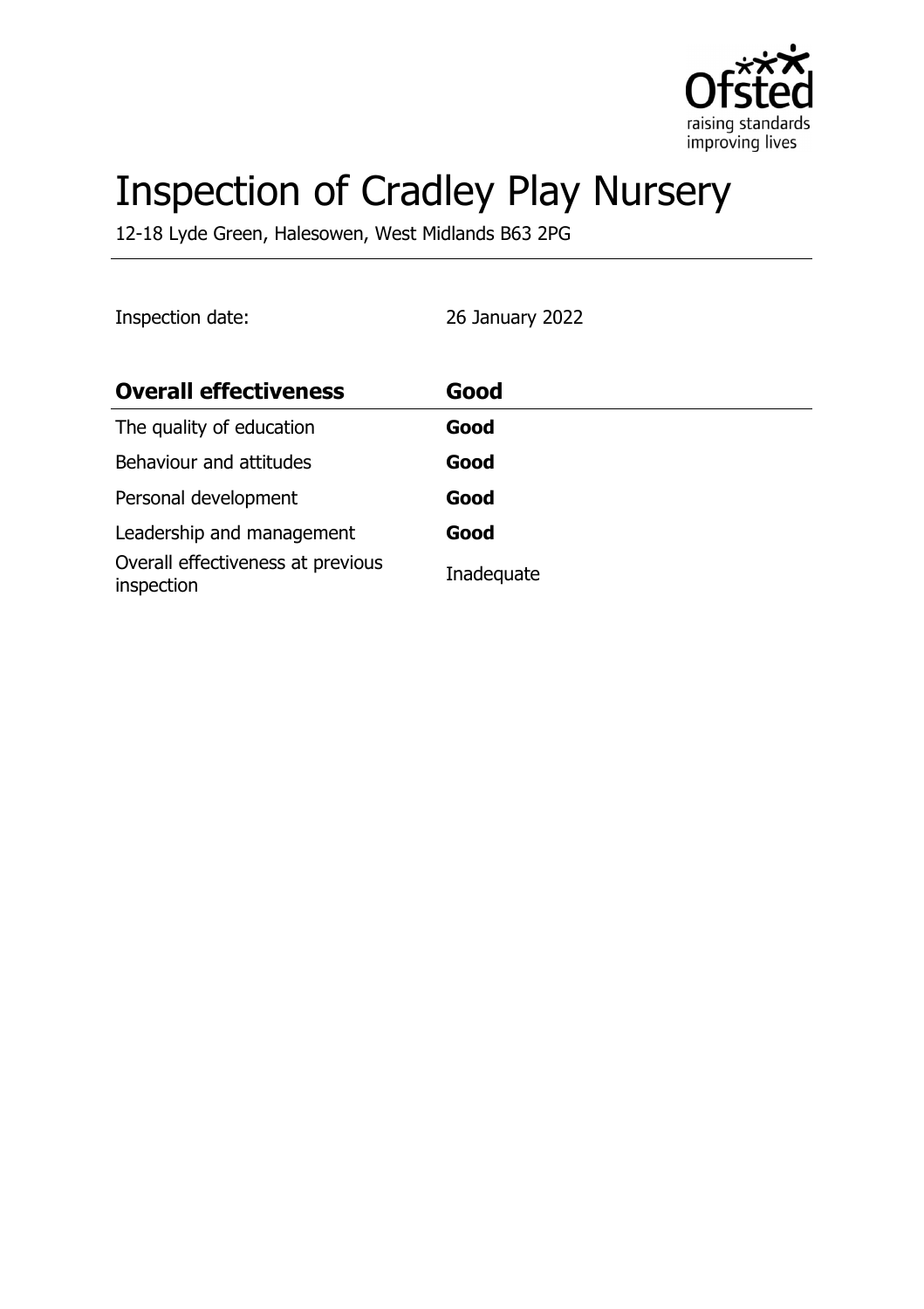# Inspection of Cradley Play Nursery

12-18 Lyde Green, Halesowen, West Midlands B63 2PG

Inspection date: 26 January 2022

| **Overall effectiveness** | **Good** |
| --- | --- |
| The quality of education | **Good** |
| Behaviour and attitudes | **Good** |
| Personal development | **Good** |
| Leadership and management | **Good** |
| Overall effectiveness at previous inspection | Inadequate |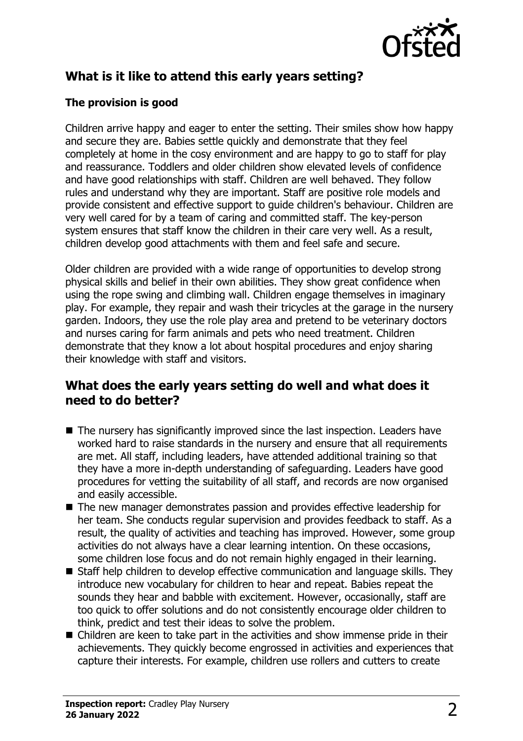## What is it like to attend this early years setting?

### The provision is good

Children arrive happy and eager to enter the setting. Their smiles show how happy and secure they are. Babies settle quickly and demonstrate that they feel completely at home in the cosy environment and are happy to go to staff for play and reassurance. Toddlers and older children show elevated levels of confidence and have good relationships with staff. Children are well behaved. They follow rules and understand why they are important. Staff are positive role models and provide consistent and effective support to guide children's behaviour. Children are very well cared for by a team of caring and committed staff. The key-person system ensures that staff know the children in their care very well. As a result, children develop good attachments with them and feel safe and secure.

Older children are provided with a wide range of opportunities to develop strong physical skills and belief in their own abilities. They show great confidence when using the rope swing and climbing wall. Children engage themselves in imaginary play. For example, they repair and wash their tricycles at the garage in the nursery garden. Indoors, they use the role play area and pretend to be veterinary doctors and nurses caring for farm animals and pets who need treatment. Children demonstrate that they know a lot about hospital procedures and enjoy sharing their knowledge with staff and visitors.

## What does the early years setting do well and what does it need to do better?

- The nursery has significantly improved since the last inspection. Leaders have worked hard to raise standards in the nursery and ensure that all requirements are met. All staff, including leaders, have attended additional training so that they have a more in-depth understanding of safeguarding. Leaders have good procedures for vetting the suitability of all staff, and records are now organised and easily accessible.
- The new manager demonstrates passion and provides effective leadership for her team. She conducts regular supervision and provides feedback to staff. As a result, the quality of activities and teaching has improved. However, some group activities do not always have a clear learning intention. On these occasions, some children lose focus and do not remain highly engaged in their learning.
- Staff help children to develop effective communication and language skills. They introduce new vocabulary for children to hear and repeat. Babies repeat the sounds they hear and babble with excitement. However, occasionally, staff are too quick to offer solutions and do not consistently encourage older children to think, predict and test their ideas to solve the problem.
- Children are keen to take part in the activities and show immense pride in their achievements. They quickly become engrossed in activities and experiences that capture their interests. For example, children use rollers and cutters to create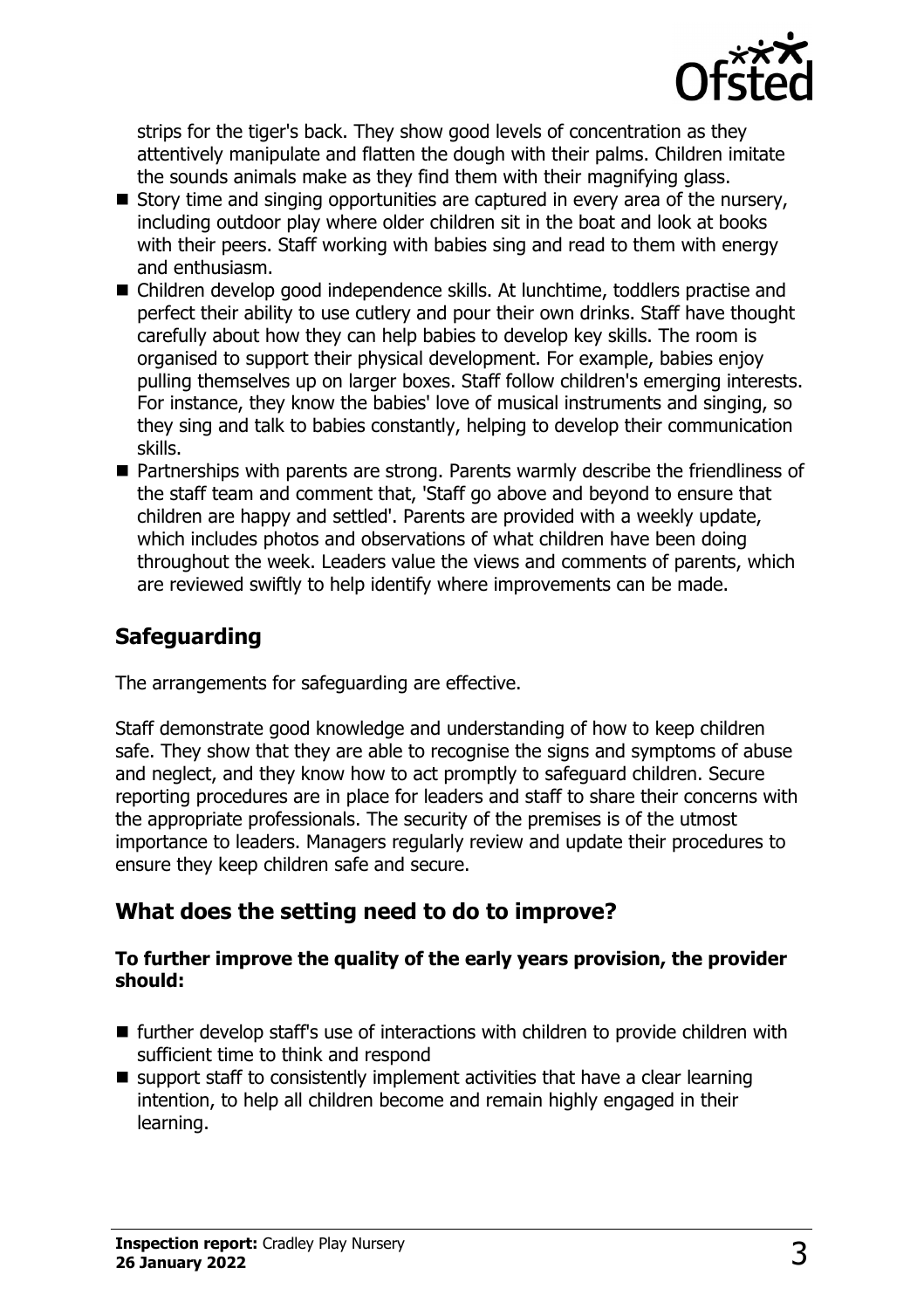strips for the tiger's back. They show good levels of concentration as they attentively manipulate and flatten the dough with their palms. Children imitate the sounds animals make as they find them with their magnifying glass.

- Story time and singing opportunities are captured in every area of the nursery, including outdoor play where older children sit in the boat and look at books with their peers. Staff working with babies sing and read to them with energy and enthusiasm.
- Children develop good independence skills. At lunchtime, toddlers practise and perfect their ability to use cutlery and pour their own drinks. Staff have thought carefully about how they can help babies to develop key skills. The room is organised to support their physical development. For example, babies enjoy pulling themselves up on larger boxes. Staff follow children's emerging interests. For instance, they know the babies' love of musical instruments and singing, so they sing and talk to babies constantly, helping to develop their communication skills.
- Partnerships with parents are strong. Parents warmly describe the friendliness of the staff team and comment that, 'Staff go above and beyond to ensure that children are happy and settled'. Parents are provided with a weekly update, which includes photos and observations of what children have been doing throughout the week. Leaders value the views and comments of parents, which are reviewed swiftly to help identify where improvements can be made.

## Safeguarding

The arrangements for safeguarding are effective.

Staff demonstrate good knowledge and understanding of how to keep children safe. They show that they are able to recognise the signs and symptoms of abuse and neglect, and they know how to act promptly to safeguard children. Secure reporting procedures are in place for leaders and staff to share their concerns with the appropriate professionals. The security of the premises is of the utmost importance to leaders. Managers regularly review and update their procedures to ensure they keep children safe and secure.

## What does the setting need to do to improve?

**To further improve the quality of the early years provision, the provider should:**

- further develop staff's use of interactions with children to provide children with sufficient time to think and respond
- support staff to consistently implement activities that have a clear learning intention, to help all children become and remain highly engaged in their learning.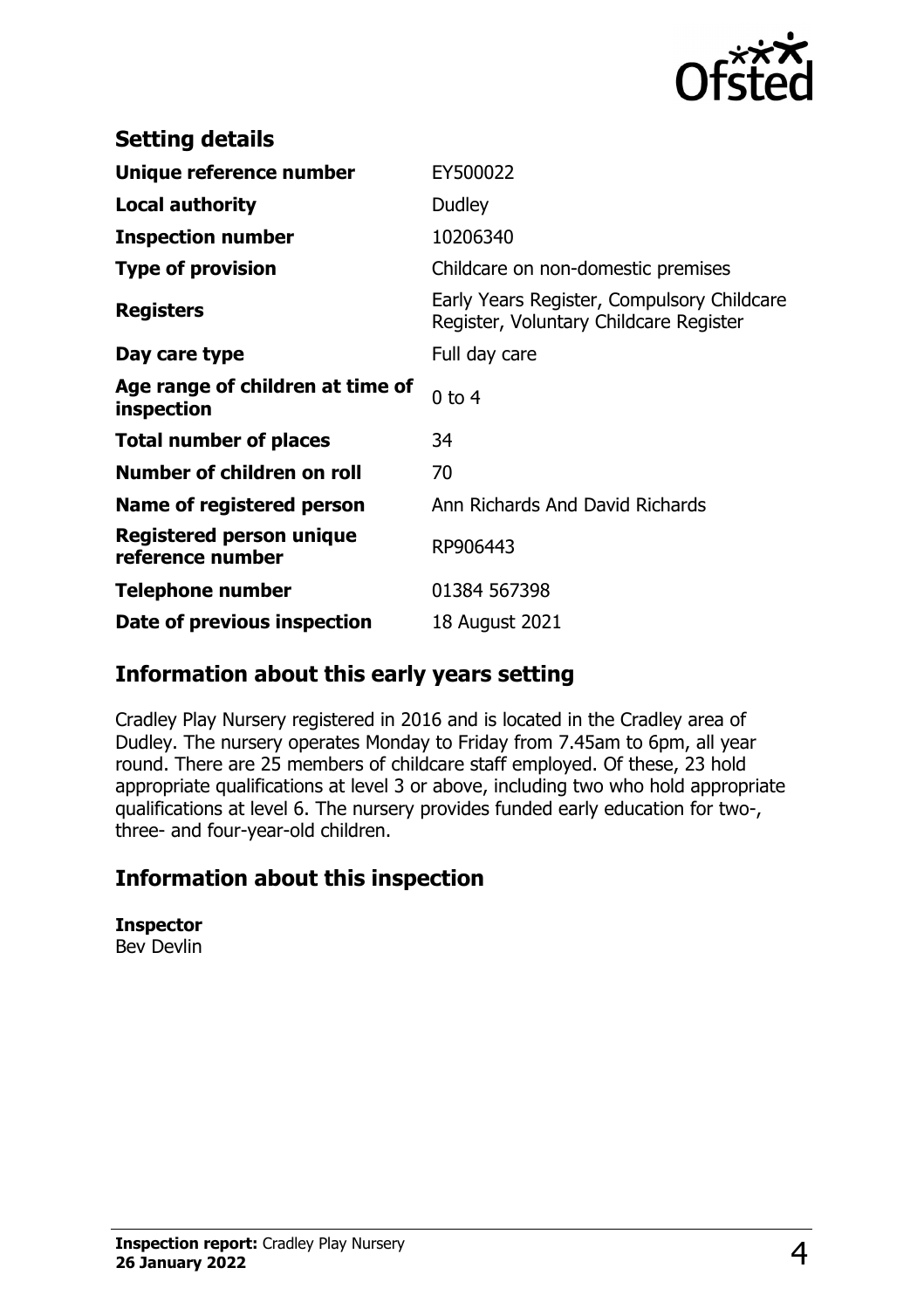## Setting details

| | |
|---|---|
| **Unique reference number** | EY500022 |
| **Local authority** | Dudley |
| **Inspection number** | 10206340 |
| **Type of provision** | Childcare on non-domestic premises |
| **Registers** | Early Years Register, Compulsory Childcare Register, Voluntary Childcare Register |
| **Day care type** | Full day care |
| **Age range of children at time of inspection** | 0 to 4 |
| **Total number of places** | 34 |
| **Number of children on roll** | 70 |
| **Name of registered person** | Ann Richards And David Richards |
| **Registered person unique reference number** | RP906443 |
| **Telephone number** | 01384 567398 |
| **Date of previous inspection** | 18 August 2021 |

## Information about this early years setting

Cradley Play Nursery registered in 2016 and is located in the Cradley area of Dudley. The nursery operates Monday to Friday from 7.45am to 6pm, all year round. There are 25 members of childcare staff employed. Of these, 23 hold appropriate qualifications at level 3 or above, including two who hold appropriate qualifications at level 6. The nursery provides funded early education for two-, three- and four-year-old children.

## Information about this inspection

**Inspector**
Bev Devlin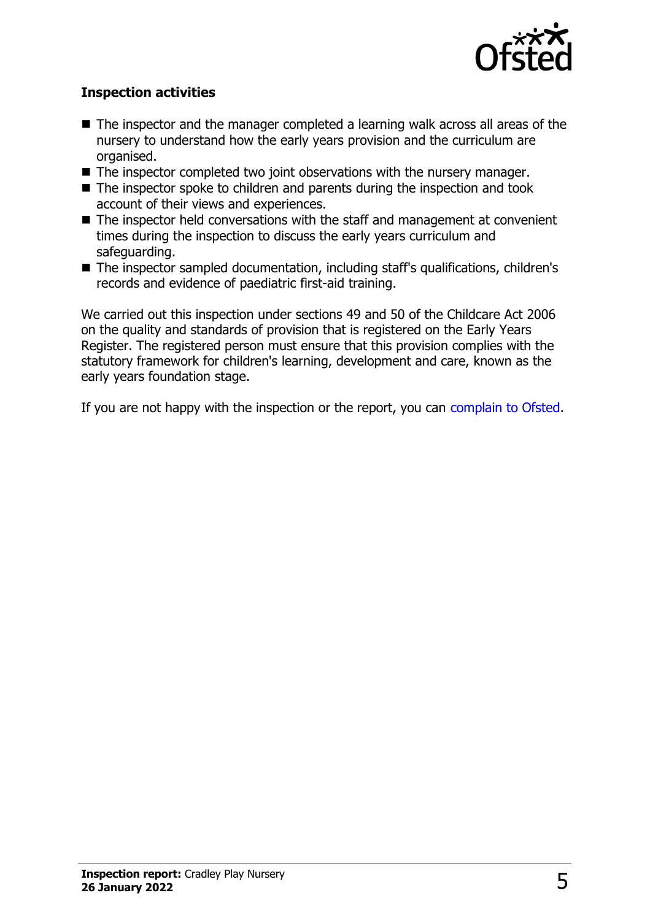### Inspection activities

- The inspector and the manager completed a learning walk across all areas of the nursery to understand how the early years provision and the curriculum are organised.
- The inspector completed two joint observations with the nursery manager.
- The inspector spoke to children and parents during the inspection and took account of their views and experiences.
- The inspector held conversations with the staff and management at convenient times during the inspection to discuss the early years curriculum and safeguarding.
- The inspector sampled documentation, including staff's qualifications, children's records and evidence of paediatric first-aid training.

We carried out this inspection under sections 49 and 50 of the Childcare Act 2006 on the quality and standards of provision that is registered on the Early Years Register. The registered person must ensure that this provision complies with the statutory framework for children's learning, development and care, known as the early years foundation stage.

If you are not happy with the inspection or the report, you can complain to Ofsted.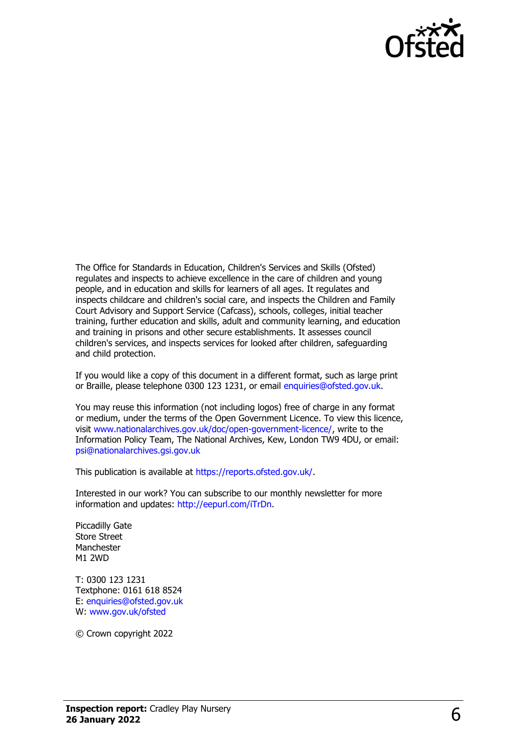The Office for Standards in Education, Children's Services and Skills (Ofsted) regulates and inspects to achieve excellence in the care of children and young people, and in education and skills for learners of all ages. It regulates and inspects childcare and children's social care, and inspects the Children and Family Court Advisory and Support Service (Cafcass), schools, colleges, initial teacher training, further education and skills, adult and community learning, and education and training in prisons and other secure establishments. It assesses council children's services, and inspects services for looked after children, safeguarding and child protection.

If you would like a copy of this document in a different format, such as large print or Braille, please telephone 0300 123 1231, or email enquiries@ofsted.gov.uk.

You may reuse this information (not including logos) free of charge in any format or medium, under the terms of the Open Government Licence. To view this licence, visit www.nationalarchives.gov.uk/doc/open-government-licence/, write to the Information Policy Team, The National Archives, Kew, London TW9 4DU, or email: psi@nationalarchives.gsi.gov.uk

This publication is available at https://reports.ofsted.gov.uk/.

Interested in our work? You can subscribe to our monthly newsletter for more information and updates: http://eepurl.com/iTrDn.

Piccadilly Gate  
Store Street  
Manchester  
M1 2WD

T: 0300 123 1231  
Textphone: 0161 618 8524  
E: enquiries@ofsted.gov.uk  
W: www.gov.uk/ofsted

© Crown copyright 2022